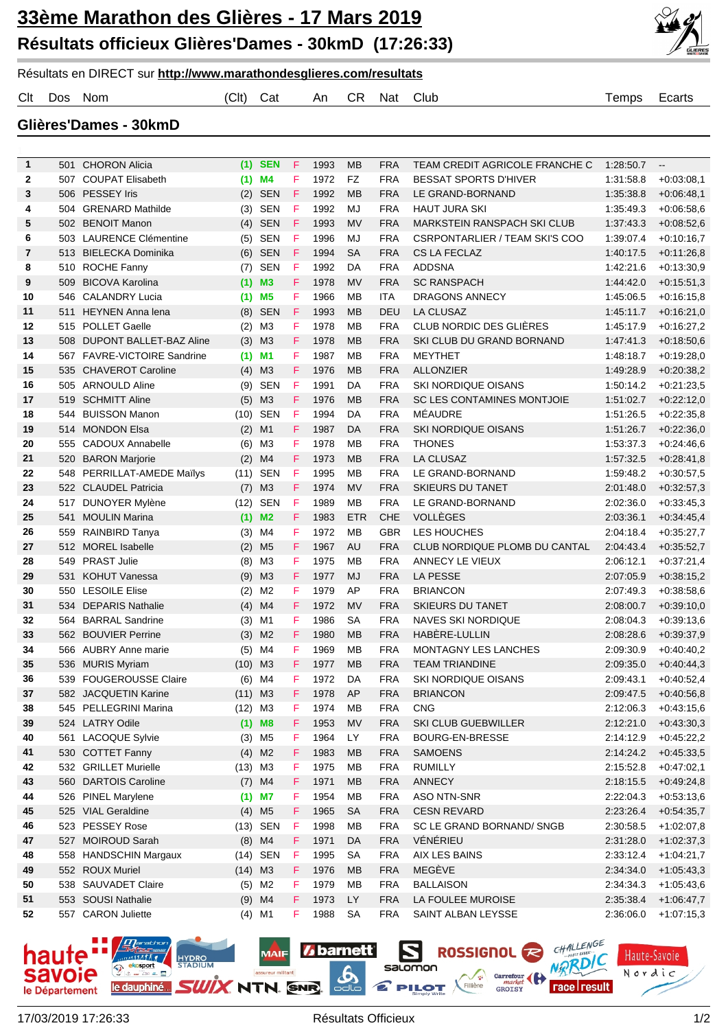# 33ème Marathon des Glières - 17 Mars 2019

## Résultats officieux Glières'Dames - 30kmD (17:26:33)

Résultats en DIRECT sur **http://www.marathondesglieres.com/resultats**

### Glières'Dames - 30kmD

| Clt | Dos | Nom | (Clt) | Cat | | An | CR | Nat | Club | Temps | Ecarts |
|---|---|---|---|---|---|---|---|---|---|---|---|
| 1 | 501 | CHORON Alicia | (1) | SEN | F | 1993 | MB | FRA | TEAM CREDIT AGRICOLE FRANCHE C | 1:28:50.7 | -- |
| 2 | 507 | COUPAT Elisabeth | (1) | M4 | F | 1972 | FZ | FRA | BESSAT SPORTS D'HIVER | 1:31:58.8 | +0:03:08,1 |
| 3 | 506 | PESSEY Iris | (2) | SEN | F | 1992 | MB | FRA | LE GRAND-BORNAND | 1:35:38.8 | +0:06:48,1 |
| 4 | 504 | GRENARD Mathilde | (3) | SEN | F | 1992 | MJ | FRA | HAUT JURA SKI | 1:35:49.3 | +0:06:58,6 |
| 5 | 502 | BENOIT Manon | (4) | SEN | F | 1993 | MV | FRA | MARKSTEIN RANSPACH SKI CLUB | 1:37:43.3 | +0:08:52,6 |
| 6 | 503 | LAURENCE Clémentine | (5) | SEN | F | 1996 | MJ | FRA | CSRPONTARLIER / TEAM SKI'S COO | 1:39:07.4 | +0:10:16,7 |
| 7 | 513 | BIELECKA Dominika | (6) | SEN | F | 1994 | SA | FRA | CS LA FECLAZ | 1:40:17.5 | +0:11:26,8 |
| 8 | 510 | ROCHE Fanny | (7) | SEN | F | 1992 | DA | FRA | ADDSNA | 1:42:21.6 | +0:13:30,9 |
| 9 | 509 | BICOVA Karolina | (1) | M3 | F | 1978 | MV | FRA | SC RANSPACH | 1:44:42.0 | +0:15:51,3 |
| 10 | 546 | CALANDRY Lucia | (1) | M5 | F | 1966 | MB | ITA | DRAGONS ANNECY | 1:45:06.5 | +0:16:15,8 |
| 11 | 511 | HEYNEN Anna lena | (8) | SEN | F | 1993 | MB | DEU | LA CLUSAZ | 1:45:11.7 | +0:16:21,0 |
| 12 | 515 | POLLET Gaelle | (2) | M3 | F | 1978 | MB | FRA | CLUB NORDIC DES GLIÈRES | 1:45:17.9 | +0:16:27,2 |
| 13 | 508 | DUPONT BALLET-BAZ Aline | (3) | M3 | F | 1978 | MB | FRA | SKI CLUB DU GRAND BORNAND | 1:47:41.3 | +0:18:50,6 |
| 14 | 567 | FAVRE-VICTOIRE Sandrine | (1) | M1 | F | 1987 | MB | FRA | MEYTHET | 1:48:18.7 | +0:19:28,0 |
| 15 | 535 | CHAVEROT Caroline | (4) | M3 | F | 1976 | MB | FRA | ALLONZIER | 1:49:28.9 | +0:20:38,2 |
| 16 | 505 | ARNOULD Aline | (9) | SEN | F | 1991 | DA | FRA | SKI NORDIQUE OISANS | 1:50:14.2 | +0:21:23,5 |
| 17 | 519 | SCHMITT Aline | (5) | M3 | F | 1976 | MB | FRA | SC LES CONTAMINES MONTJOIE | 1:51:02.7 | +0:22:12,0 |
| 18 | 544 | BUISSON Manon | (10) | SEN | F | 1994 | DA | FRA | MÉAUDRE | 1:51:26.5 | +0:22:35,8 |
| 19 | 514 | MONDON Elsa | (2) | M1 | F | 1987 | DA | FRA | SKI NORDIQUE OISANS | 1:51:26.7 | +0:22:36,0 |
| 20 | 555 | CADOUX Annabelle | (6) | M3 | F | 1978 | MB | FRA | THONES | 1:53:37.3 | +0:24:46,6 |
| 21 | 520 | BARON Marjorie | (2) | M4 | F | 1973 | MB | FRA | LA CLUSAZ | 1:57:32.5 | +0:28:41,8 |
| 22 | 548 | PERRILLAT-AMEDE Maïlys | (11) | SEN | F | 1995 | MB | FRA | LE GRAND-BORNAND | 1:59:48.2 | +0:30:57,5 |
| 23 | 522 | CLAUDEL Patricia | (7) | M3 | F | 1974 | MV | FRA | SKIEURS DU TANET | 2:01:48.0 | +0:32:57,3 |
| 24 | 517 | DUNOYER Mylène | (12) | SEN | F | 1989 | MB | FRA | LE GRAND-BORNAND | 2:02:36.0 | +0:33:45,3 |
| 25 | 541 | MOULIN Marina | (1) | M2 | F | 1983 | ETR | CHE | VOLLÈGES | 2:03:36.1 | +0:34:45,4 |
| 26 | 559 | RAINBIRD Tanya | (3) | M4 | F | 1972 | MB | GBR | LES HOUCHES | 2:04:18.4 | +0:35:27,7 |
| 27 | 512 | MOREL Isabelle | (2) | M5 | F | 1967 | AU | FRA | CLUB NORDIQUE PLOMB DU CANTAL | 2:04:43.4 | +0:35:52,7 |
| 28 | 549 | PRAST Julie | (8) | M3 | F | 1975 | MB | FRA | ANNECY LE VIEUX | 2:06:12.1 | +0:37:21,4 |
| 29 | 531 | KOHUT Vanessa | (9) | M3 | F | 1977 | MJ | FRA | LA PESSE | 2:07:05.9 | +0:38:15,2 |
| 30 | 550 | LESOILE Elise | (2) | M2 | F | 1979 | AP | FRA | BRIANCON | 2:07:49.3 | +0:38:58,6 |
| 31 | 534 | DEPARIS Nathalie | (4) | M4 | F | 1972 | MV | FRA | SKIEURS DU TANET | 2:08:00.7 | +0:39:10,0 |
| 32 | 564 | BARRAL Sandrine | (3) | M1 | F | 1986 | SA | FRA | NAVES SKI NORDIQUE | 2:08:04.3 | +0:39:13,6 |
| 33 | 562 | BOUVIER Perrine | (3) | M2 | F | 1980 | MB | FRA | HABÈRE-LULLIN | 2:08:28.6 | +0:39:37,9 |
| 34 | 566 | AUBRY Anne marie | (5) | M4 | F | 1969 | MB | FRA | MONTAGNY LES LANCHES | 2:09:30.9 | +0:40:40,2 |
| 35 | 536 | MURIS Myriam | (10) | M3 | F | 1977 | MB | FRA | TEAM TRIANDINE | 2:09:35.0 | +0:40:44,3 |
| 36 | 539 | FOUGEROUSSE Claire | (6) | M4 | F | 1972 | DA | FRA | SKI NORDIQUE OISANS | 2:09:43.1 | +0:40:52,4 |
| 37 | 582 | JACQUETIN Karine | (11) | M3 | F | 1978 | AP | FRA | BRIANCON | 2:09:47.5 | +0:40:56,8 |
| 38 | 545 | PELLEGRINI Marina | (12) | M3 | F | 1974 | MB | FRA | CNG | 2:12:06.3 | +0:43:15,6 |
| 39 | 524 | LATRY Odile | (1) | M8 | F | 1953 | MV | FRA | SKI CLUB GUEBWILLER | 2:12:21.0 | +0:43:30,3 |
| 40 | 561 | LACOQUE Sylvie | (3) | M5 | F | 1964 | LY | FRA | BOURG-EN-BRESSE | 2:14:12.9 | +0:45:22,2 |
| 41 | 530 | COTTET Fanny | (4) | M2 | F | 1983 | MB | FRA | SAMOENS | 2:14:24.2 | +0:45:33,5 |
| 42 | 532 | GRILLET Murielle | (13) | M3 | F | 1975 | MB | FRA | RUMILLY | 2:15:52.8 | +0:47:02,1 |
| 43 | 560 | DARTOIS Caroline | (7) | M4 | F | 1971 | MB | FRA | ANNECY | 2:18:15.5 | +0:49:24,8 |
| 44 | 526 | PINEL Marylene | (1) | M7 | F | 1954 | MB | FRA | ASO NTN-SNR | 2:22:04.3 | +0:53:13,6 |
| 45 | 525 | VIAL Geraldine | (4) | M5 | F | 1965 | SA | FRA | CESN REVARD | 2:23:26.4 | +0:54:35,7 |
| 46 | 523 | PESSEY Rose | (13) | SEN | F | 1998 | MB | FRA | SC LE GRAND BORNAND/ SNGB | 2:30:58.5 | +1:02:07,8 |
| 47 | 527 | MOIROUD Sarah | (8) | M4 | F | 1971 | DA | FRA | VÉNÉRIEU | 2:31:28.0 | +1:02:37,3 |
| 48 | 558 | HANDSCHIN Margaux | (14) | SEN | F | 1995 | SA | FRA | AIX LES BAINS | 2:33:12.4 | +1:04:21,7 |
| 49 | 552 | ROUX Muriel | (14) | M3 | F | 1976 | MB | FRA | MEGÈVE | 2:34:34.0 | +1:05:43,3 |
| 50 | 538 | SAUVADET Claire | (5) | M2 | F | 1979 | MB | FRA | BALLAISON | 2:34:34.3 | +1:05:43,6 |
| 51 | 553 | SOUSI Nathalie | (9) | M4 | F | 1973 | LY | FRA | LA FOULEE MUROISE | 2:35:38.4 | +1:06:47,7 |
| 52 | 557 | CARON Juliette | (4) | M1 | F | 1988 | SA | FRA | SAINT ALBAN LEYSSE | 2:36:06.0 | +1:07:15,3 |

17/03/2019 17:26:33 Résultats Officieux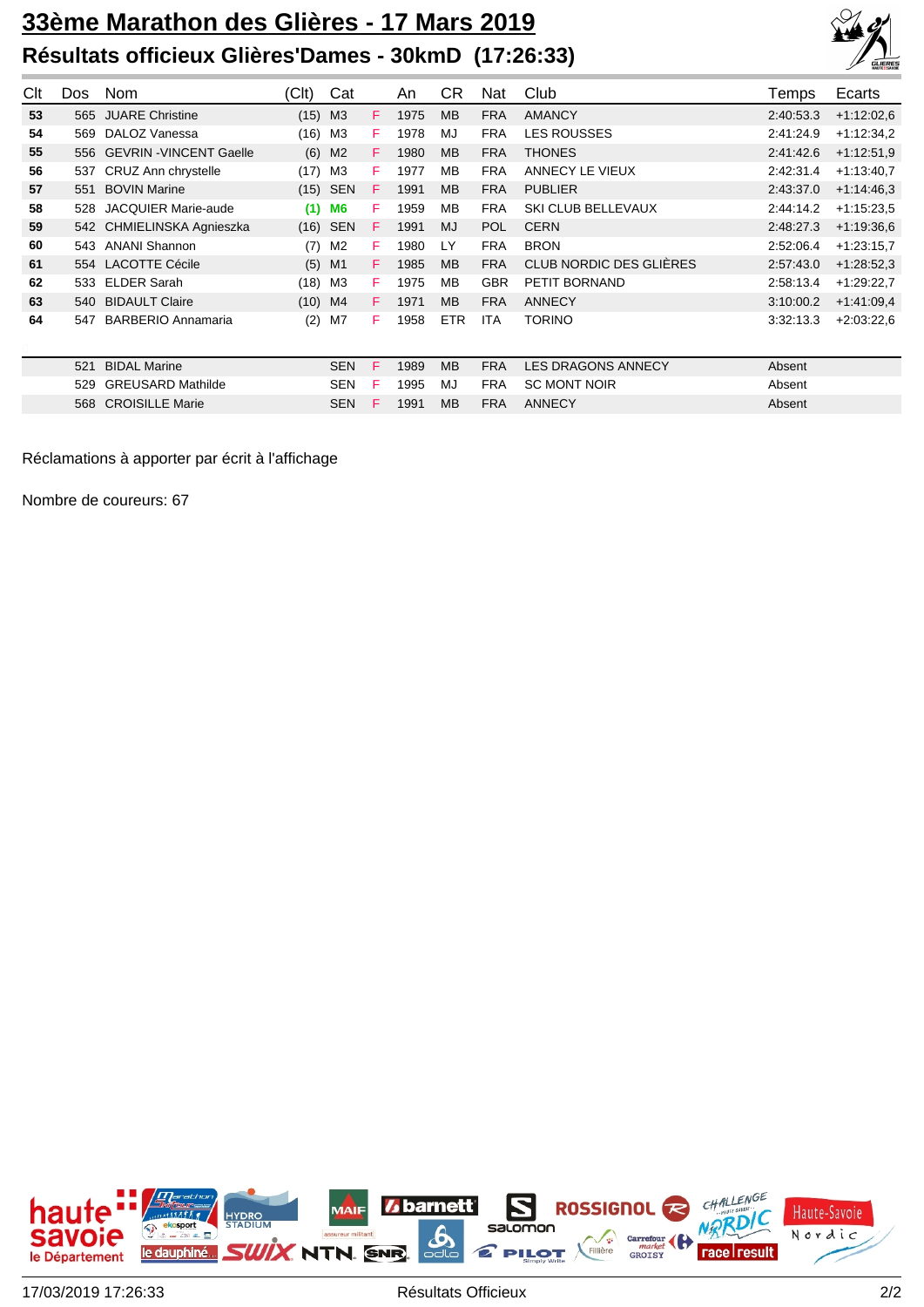# 33ème Marathon des Glières - 17 Mars 2019

## Résultats officieux Glières'Dames - 30kmD (17:26:33)

| Clt | Dos | Nom | (Clt) | Cat | | An | CR | Nat | Club | Temps | Ecarts |
|---|---|---|---|---|---|---|---|---|---|---|---|
| 53 | 565 | JUARE Christine | (15) | M3 | F | 1975 | MB | FRA | AMANCY | 2:40:53.3 | +1:12:02,6 |
| 54 | 569 | DALOZ Vanessa | (16) | M3 | F | 1978 | MJ | FRA | LES ROUSSES | 2:41:24.9 | +1:12:34,2 |
| 55 | 556 | GEVRIN -VINCENT Gaelle | (6) | M2 | F | 1980 | MB | FRA | THONES | 2:41:42.6 | +1:12:51,9 |
| 56 | 537 | CRUZ Ann chrystelle | (17) | M3 | F | 1977 | MB | FRA | ANNECY LE VIEUX | 2:42:31.4 | +1:13:40,7 |
| 57 | 551 | BOVIN Marine | (15) | SEN | F | 1991 | MB | FRA | PUBLIER | 2:43:37.0 | +1:14:46,3 |
| 58 | 528 | JACQUIER Marie-aude | **(1)** | **M6** | F | 1959 | MB | FRA | SKI CLUB BELLEVAUX | 2:44:14.2 | +1:15:23,5 |
| 59 | 542 | CHMIELINSKA Agnieszka | (16) | SEN | F | 1991 | MJ | POL | CERN | 2:48:27.3 | +1:19:36,6 |
| 60 | 543 | ANANI Shannon | (7) | M2 | F | 1980 | LY | FRA | BRON | 2:52:06.4 | +1:23:15,7 |
| 61 | 554 | LACOTTE Cécile | (5) | M1 | F | 1985 | MB | FRA | CLUB NORDIC DES GLIÈRES | 2:57:43.0 | +1:28:52,3 |
| 62 | 533 | ELDER Sarah | (18) | M3 | F | 1975 | MB | GBR | PETIT BORNAND | 2:58:13.4 | +1:29:22,7 |
| 63 | 540 | BIDAULT Claire | (10) | M4 | F | 1971 | MB | FRA | ANNECY | 3:10:00.2 | +1:41:09,4 |
| 64 | 547 | BARBERIO Annamaria | (2) | M7 | F | 1958 | ETR | ITA | TORINO | 3:32:13.3 | +2:03:22,6 |
| | 521 | BIDAL Marine | | SEN | F | 1989 | MB | FRA | LES DRAGONS ANNECY | Absent | |
| | 529 | GREUSARD Mathilde | | SEN | F | 1995 | MJ | FRA | SC MONT NOIR | Absent | |
| | 568 | CROISILLE Marie | | SEN | F | 1991 | MB | FRA | ANNECY | Absent | |

Réclamations à apporter par écrit à l'affichage

Nombre de coureurs: 67